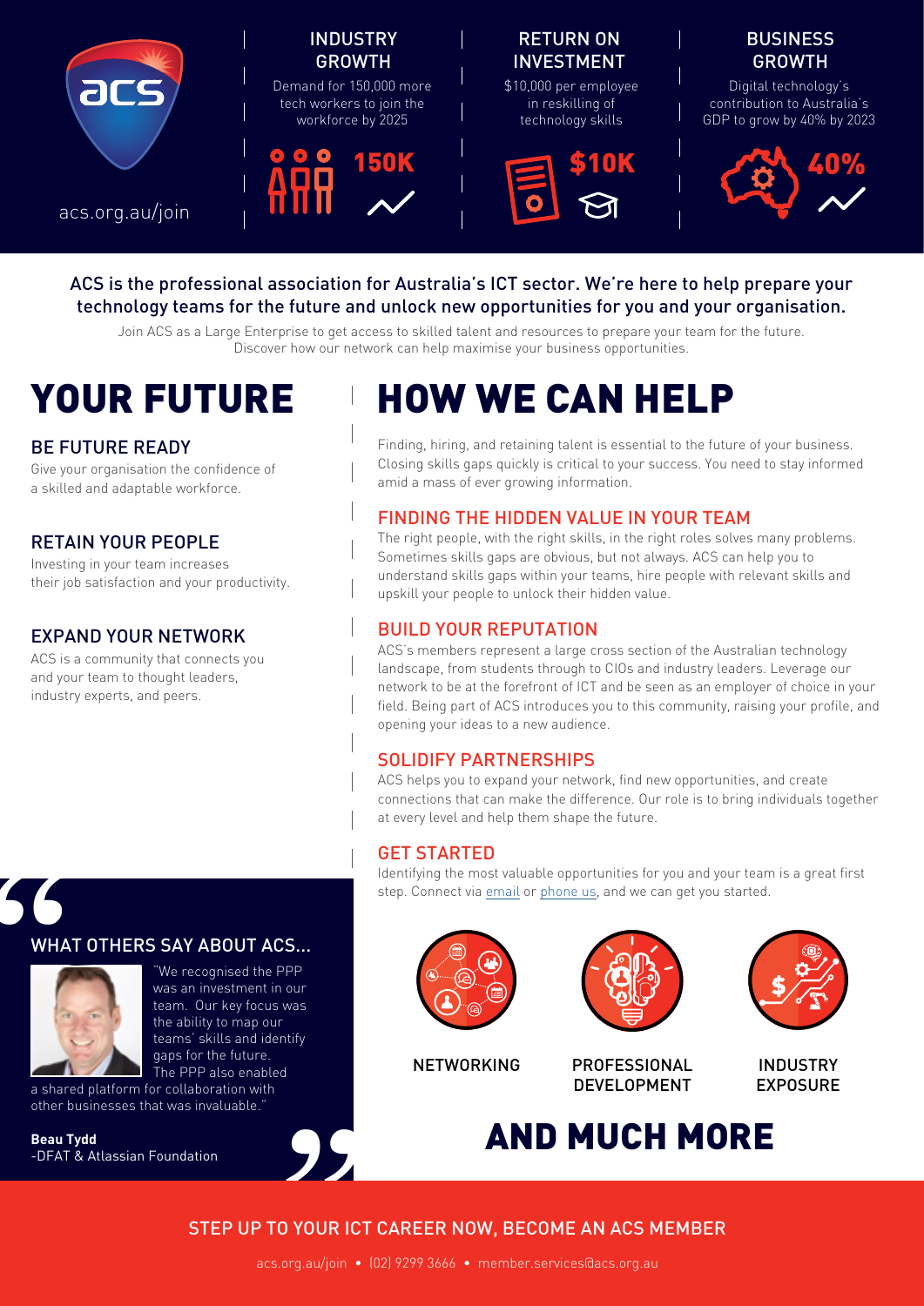acs.org.au/join

### INDUSTRY GROWTH

Demand for 150,000 more tech workers to join the workforce by 2025

150K

### RETURN ON INVESTMENT

$10,000 per employee in reskilling of technology skills

$10K

### BUSINESS GROWTH

Digital technology's contribution to Australia's GDP to grow by 40% by 2023

40%

ACS is the professional association for Australia's ICT sector. We're here to help prepare your technology teams for the future and unlock new opportunities for you and your organisation.

Join ACS as a Large Enterprise to get access to skilled talent and resources to prepare your team for the future. Discover how our network can help maximise your business opportunities.

# YOUR FUTURE

## BE FUTURE READY

Give your organisation the confidence of a skilled and adaptable workforce.

## RETAIN YOUR PEOPLE

Investing in your team increases their job satisfaction and your productivity.

## EXPAND YOUR NETWORK

ACS is a community that connects you and your team to thought leaders, industry experts, and peers.

## WHAT OTHERS SAY ABOUT ACS...

"We recognised the PPP was an investment in our team. Our key focus was the ability to map our teams' skills and identify gaps for the future. The PPP also enabled a shared platform for collaboration with other businesses that was invaluable."

**Beau Tydd**
-DFAT & Atlassian Foundation

# HOW WE CAN HELP

Finding, hiring, and retaining talent is essential to the future of your business. Closing skills gaps quickly is critical to your success. You need to stay informed amid a mass of ever growing information.

## FINDING THE HIDDEN VALUE IN YOUR TEAM

The right people, with the right skills, in the right roles solves many problems. Sometimes skills gaps are obvious, but not always. ACS can help you to understand skills gaps within your teams, hire people with relevant skills and upskill your people to unlock their hidden value.

## BUILD YOUR REPUTATION

ACS's members represent a large cross section of the Australian technology landscape, from students through to CIOs and industry leaders. Leverage our network to be at the forefront of ICT and be seen as an employer of choice in your field. Being part of ACS introduces you to this community, raising your profile, and opening your ideas to a new audience.

## SOLIDIFY PARTNERSHIPS

ACS helps you to expand your network, find new opportunities, and create connections that can make the difference. Our role is to bring individuals together at every level and help them shape the future.

## GET STARTED

Identifying the most valuable opportunities for you and your team is a great first step. Connect via email or phone us, and we can get you started.

NETWORKING

PROFESSIONAL DEVELOPMENT

INDUSTRY EXPOSURE

# AND MUCH MORE

## STEP UP TO YOUR ICT CAREER NOW, BECOME AN ACS MEMBER

acs.org.au/join • (02) 9299 3666 • member.services@acs.org.au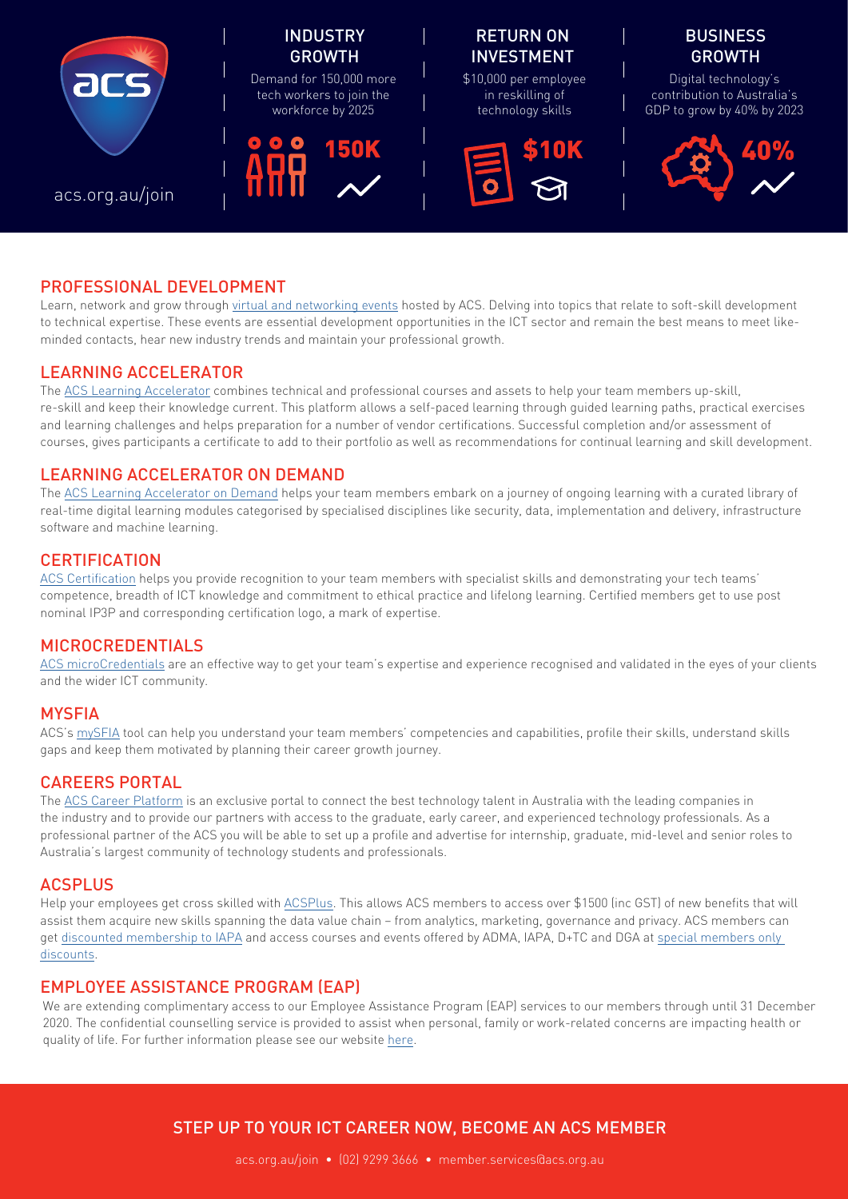acs.org.au/join

## INDUSTRY GROWTH

Demand for 150,000 more tech workers to join the workforce by 2025

150K

## RETURN ON INVESTMENT

$10,000 per employee in reskilling of technology skills

$10K

## BUSINESS GROWTH

Digital technology's contribution to Australia's GDP to grow by 40% by 2023

40%

## PROFESSIONAL DEVELOPMENT

Learn, network and grow through virtual and networking events hosted by ACS. Delving into topics that relate to soft-skill development to technical expertise. These events are essential development opportunities in the ICT sector and remain the best means to meet like-minded contacts, hear new industry trends and maintain your professional growth.

## LEARNING ACCELERATOR

The ACS Learning Accelerator combines technical and professional courses and assets to help your team members up-skill, re-skill and keep their knowledge current. This platform allows a self-paced learning through guided learning paths, practical exercises and learning challenges and helps preparation for a number of vendor certifications. Successful completion and/or assessment of courses, gives participants a certificate to add to their portfolio as well as recommendations for continual learning and skill development.

## LEARNING ACCELERATOR ON DEMAND

The ACS Learning Accelerator on Demand helps your team members embark on a journey of ongoing learning with a curated library of real-time digital learning modules categorised by specialised disciplines like security, data, implementation and delivery, infrastructure software and machine learning.

## CERTIFICATION

ACS Certification helps you provide recognition to your team members with specialist skills and demonstrating your tech teams' competence, breadth of ICT knowledge and commitment to ethical practice and lifelong learning. Certified members get to use post nominal IP3P and corresponding certification logo, a mark of expertise.

## MICROCREDENTIALS

ACS microCredentials are an effective way to get your team's expertise and experience recognised and validated in the eyes of your clients and the wider ICT community.

## MYSFIA

ACS's mySFIA tool can help you understand your team members' competencies and capabilities, profile their skills, understand skills gaps and keep them motivated by planning their career growth journey.

## CAREERS PORTAL

The ACS Career Platform is an exclusive portal to connect the best technology talent in Australia with the leading companies in the industry and to provide our partners with access to the graduate, early career, and experienced technology professionals. As a professional partner of the ACS you will be able to set up a profile and advertise for internship, graduate, mid-level and senior roles to Australia's largest community of technology students and professionals.

## ACSPLUS

Help your employees get cross skilled with ACSPlus. This allows ACS members to access over $1500 (inc GST) of new benefits that will assist them acquire new skills spanning the data value chain – from analytics, marketing, governance and privacy. ACS members can get discounted membership to IAPA and access courses and events offered by ADMA, IAPA, D+TC and DGA at special members only discounts.

## EMPLOYEE ASSISTANCE PROGRAM (EAP)

We are extending complimentary access to our Employee Assistance Program (EAP) services to our members through until 31 December 2020. The confidential counselling service is provided to assist when personal, family or work-related concerns are impacting health or quality of life. For further information please see our website here.

## STEP UP TO YOUR ICT CAREER NOW, BECOME AN ACS MEMBER

acs.org.au/join • (02) 9299 3666 • member.services@acs.org.au